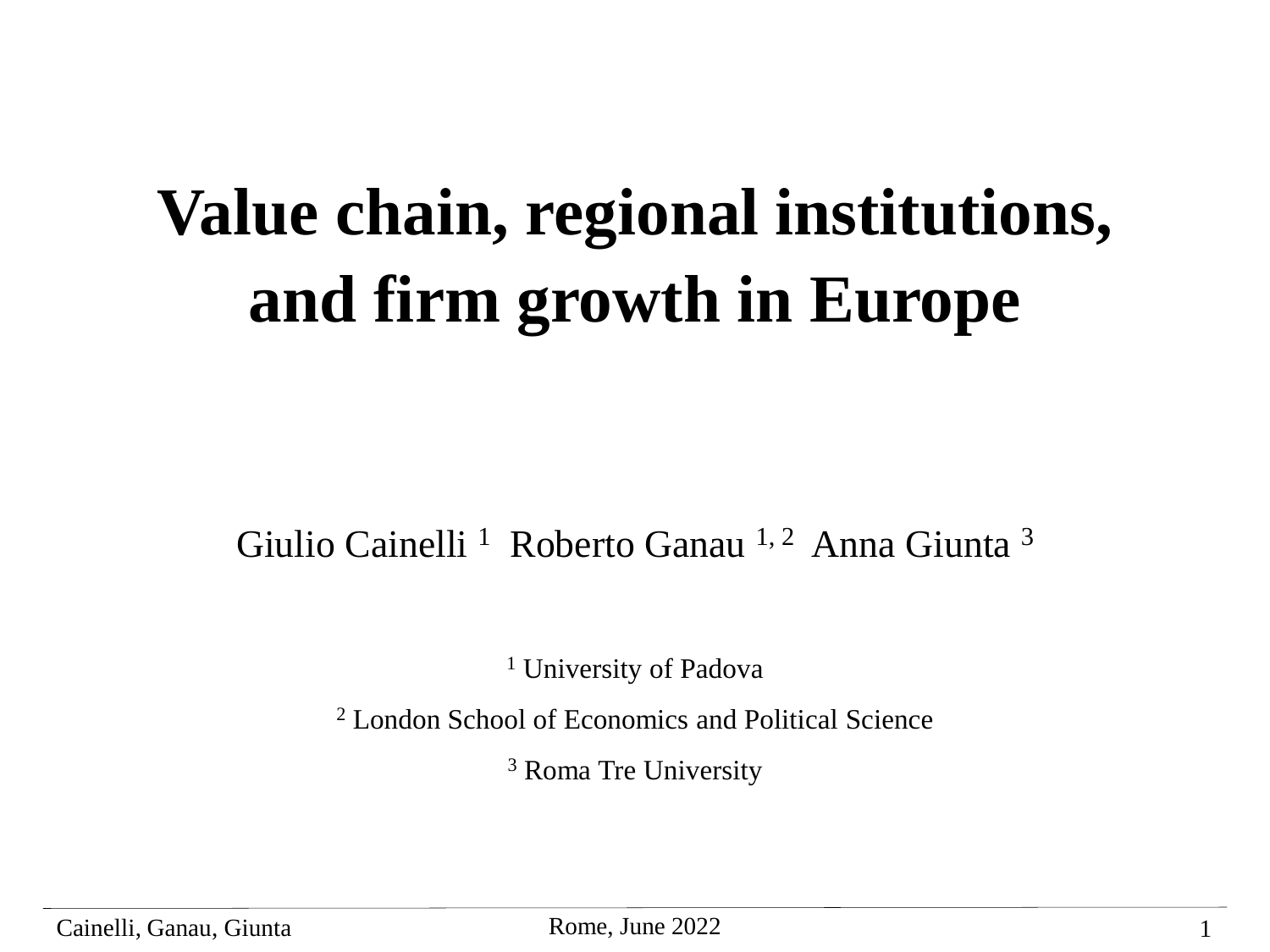# Value chain, regional institutions, and firm growth in Europe

Giulio Cainelli [1] Roberto Ganau [1, 2] Anna Giunta [3]

[1] University of Padova

[2] London School of Economics and Political Science

[3] Roma Tre University

Rome, June 2022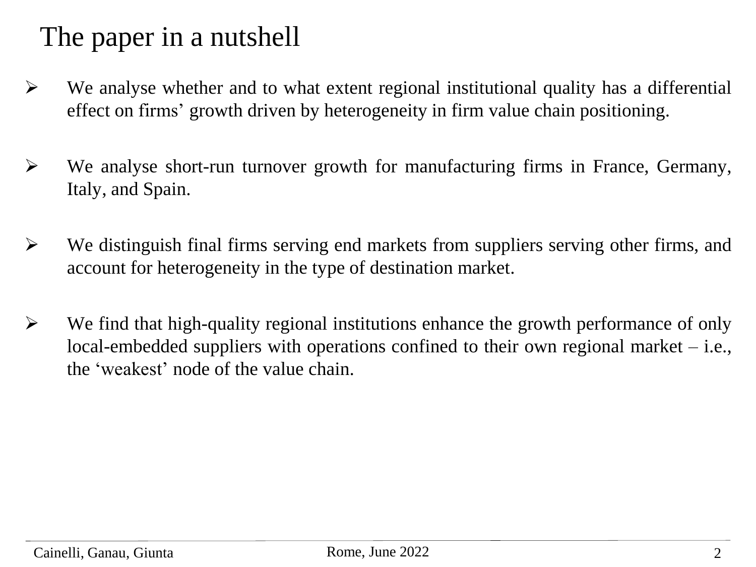# The paper in a nutshell

- We analyse whether and to what extent regional institutional quality has a differential effect on firms' growth driven by heterogeneity in firm value chain positioning.

- We analyse short-run turnover growth for manufacturing firms in France, Germany, Italy, and Spain.

- We distinguish final firms serving end markets from suppliers serving other firms, and account for heterogeneity in the type of destination market.

- We find that high-quality regional institutions enhance the growth performance of only local-embedded suppliers with operations confined to their own regional market – i.e., the 'weakest' node of the value chain.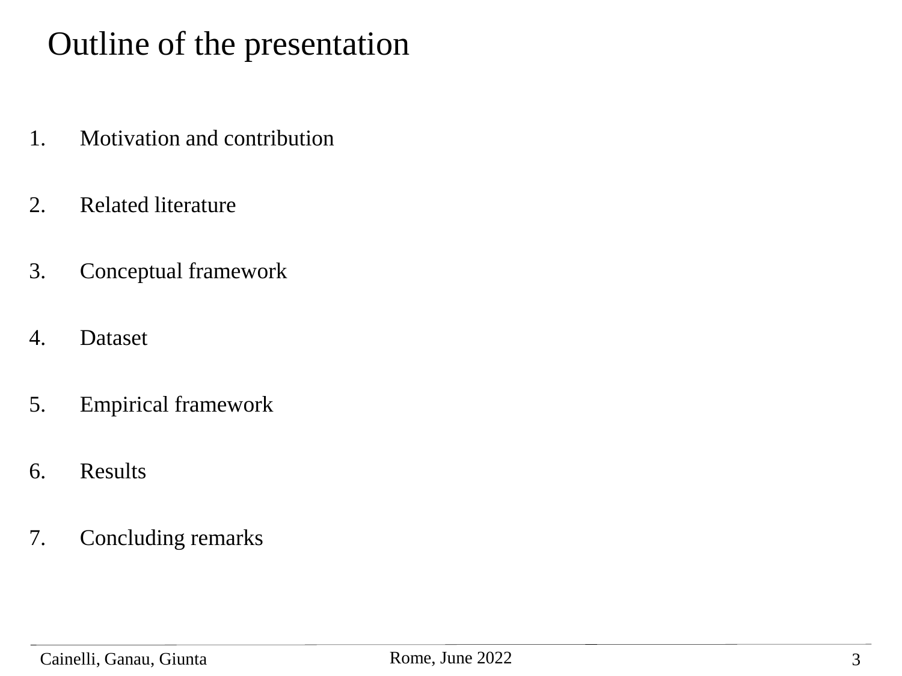# Outline of the presentation

1. Motivation and contribution
2. Related literature
3. Conceptual framework
4. Dataset
5. Empirical framework
6. Results
7. Concluding remarks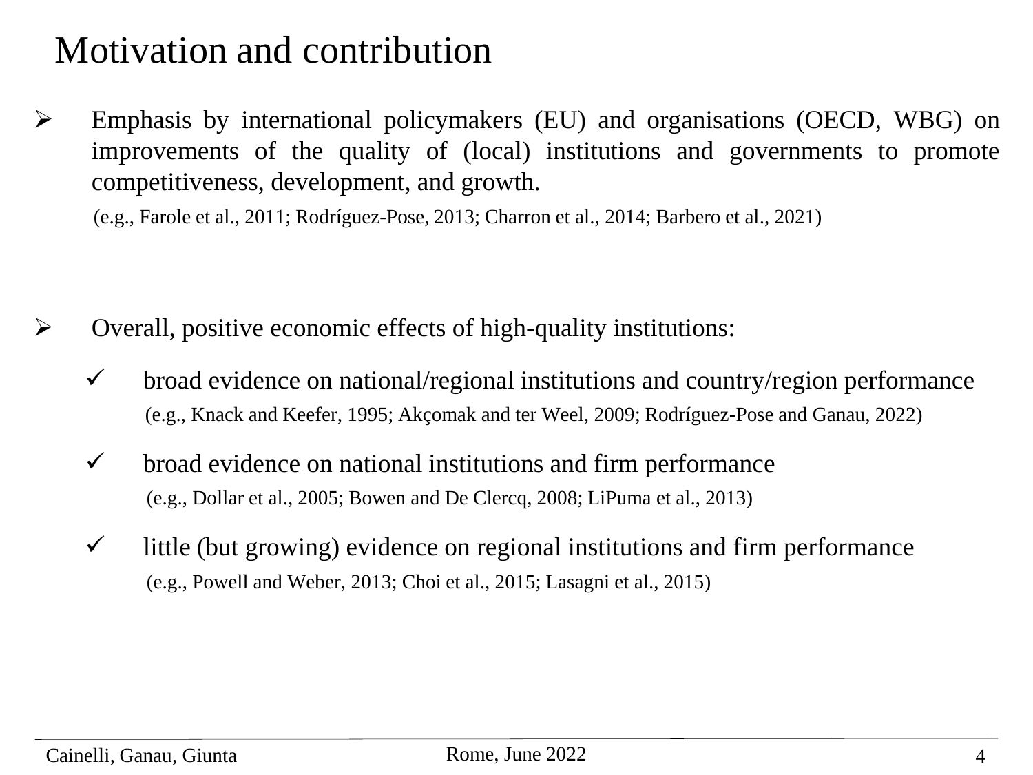# Motivation and contribution

- Emphasis by international policymakers (EU) and organisations (OECD, WBG) on improvements of the quality of (local) institutions and governments to promote competitiveness, development, and growth.

  (e.g., Farole et al., 2011; Rodríguez-Pose, 2013; Charron et al., 2014; Barbero et al., 2021)

- Overall, positive economic effects of high-quality institutions:

  - ✓ broad evidence on national/regional institutions and country/region performance

    (e.g., Knack and Keefer, 1995; Akçomak and ter Weel, 2009; Rodríguez-Pose and Ganau, 2022)

  - ✓ broad evidence on national institutions and firm performance

    (e.g., Dollar et al., 2005; Bowen and De Clercq, 2008; LiPuma et al., 2013)

  - ✓ little (but growing) evidence on regional institutions and firm performance

    (e.g., Powell and Weber, 2013; Choi et al., 2015; Lasagni et al., 2015)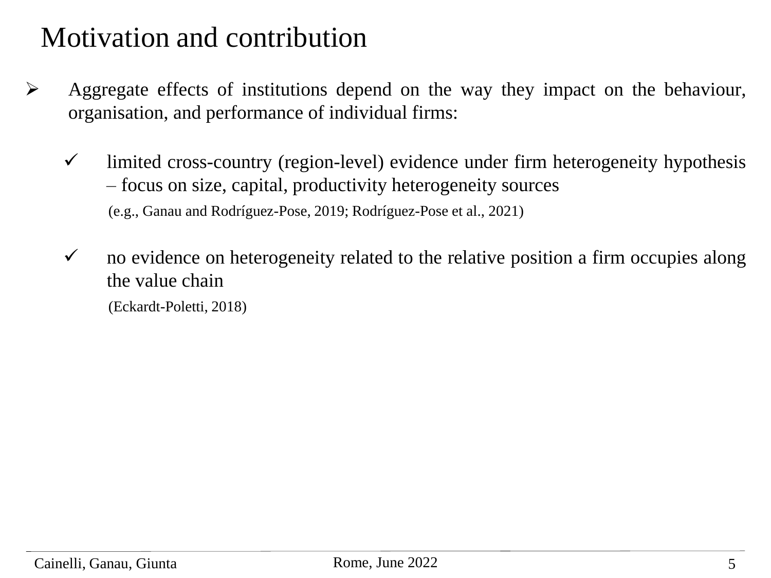# Motivation and contribution

- Aggregate effects of institutions depend on the way they impact on the behaviour, organisation, and performance of individual firms:

  - ✓ limited cross-country (region-level) evidence under firm heterogeneity hypothesis – focus on size, capital, productivity heterogeneity sources

    (e.g., Ganau and Rodríguez-Pose, 2019; Rodríguez-Pose et al., 2021)

  - ✓ no evidence on heterogeneity related to the relative position a firm occupies along the value chain

    (Eckardt-Poletti, 2018)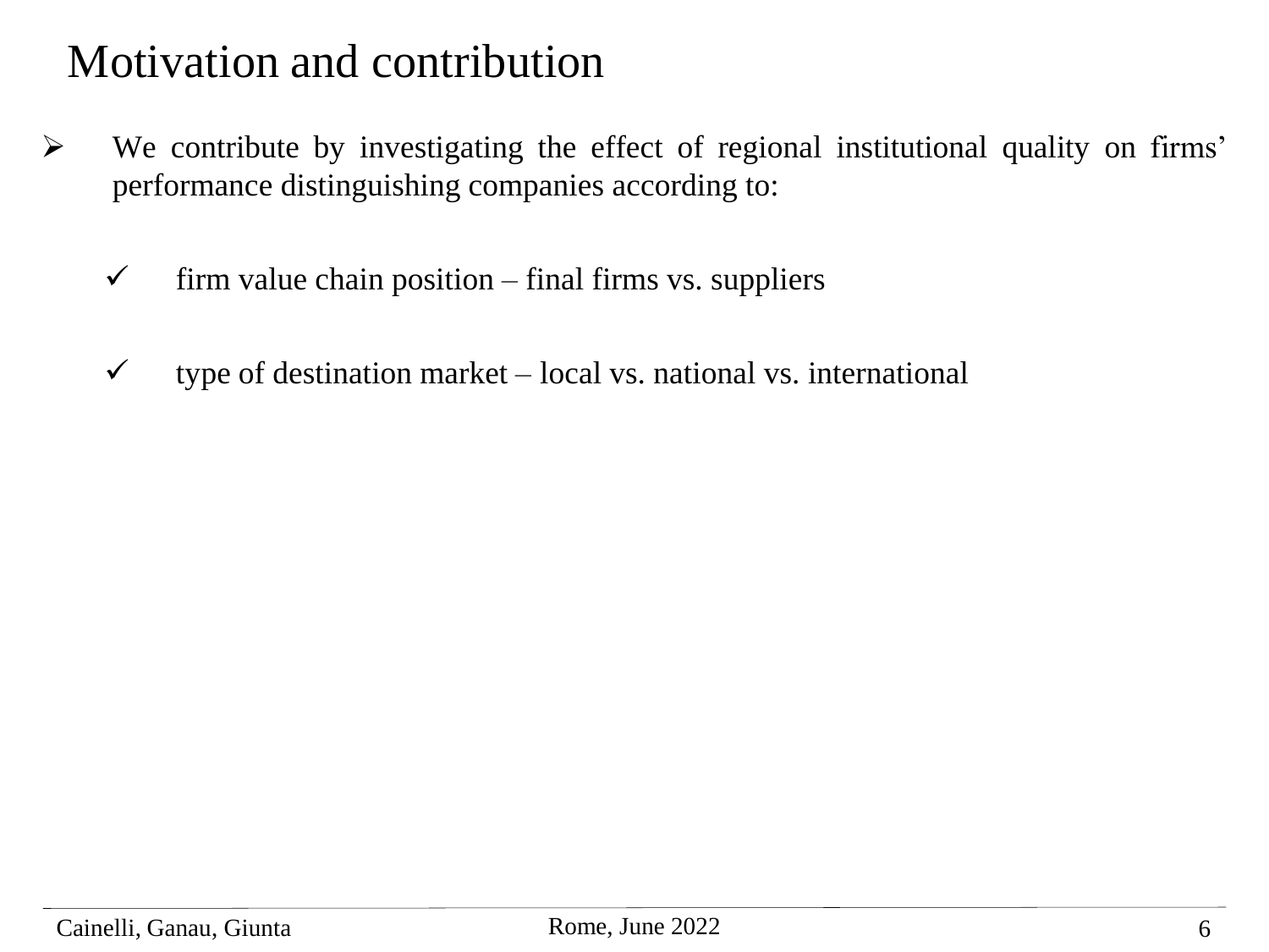# Motivation and contribution

- We contribute by investigating the effect of regional institutional quality on firms' performance distinguishing companies according to:

  - ✓ firm value chain position – final firms vs. suppliers
  - ✓ type of destination market – local vs. national vs. international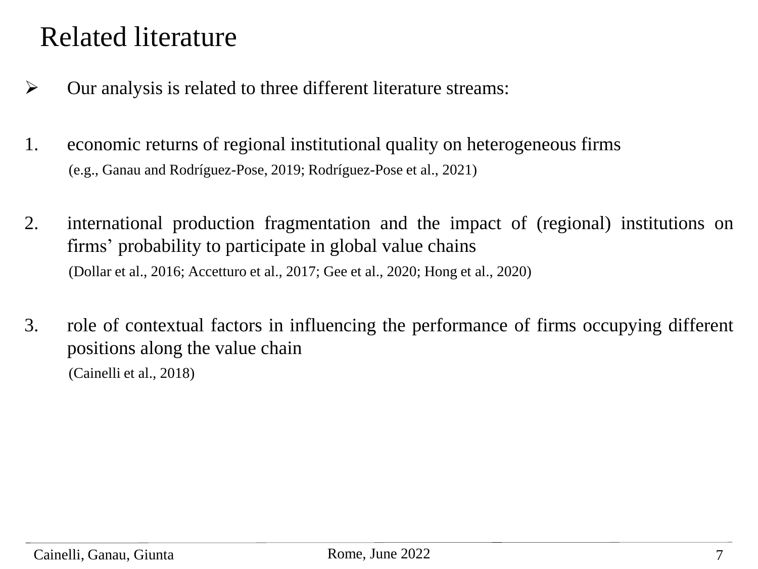# Related literature

- Our analysis is related to three different literature streams:

1. economic returns of regional institutional quality on heterogeneous firms

   (e.g., Ganau and Rodríguez-Pose, 2019; Rodríguez-Pose et al., 2021)

2. international production fragmentation and the impact of (regional) institutions on firms' probability to participate in global value chains

   (Dollar et al., 2016; Accetturo et al., 2017; Gee et al., 2020; Hong et al., 2020)

3. role of contextual factors in influencing the performance of firms occupying different positions along the value chain

   (Cainelli et al., 2018)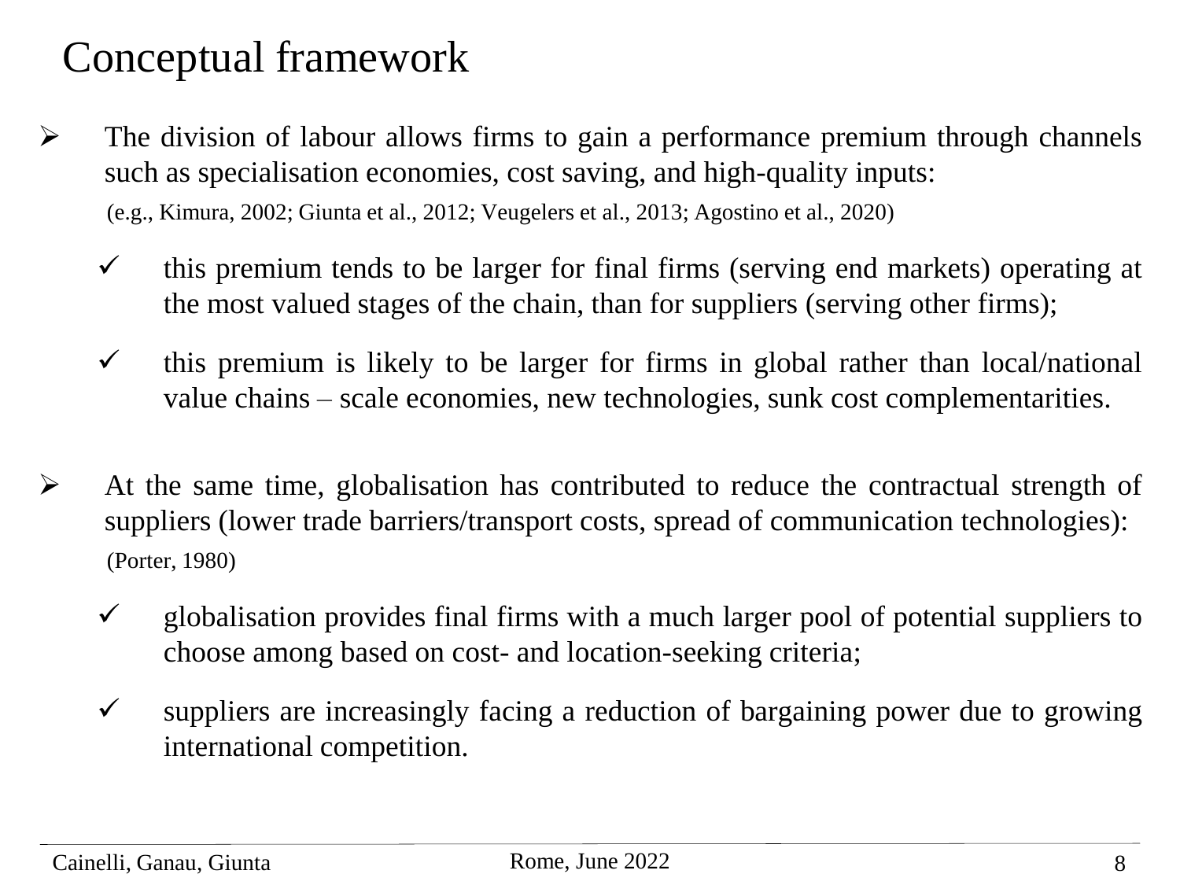# Conceptual framework

- The division of labour allows firms to gain a performance premium through channels such as specialisation economies, cost saving, and high-quality inputs:
  (e.g., Kimura, 2002; Giunta et al., 2012; Veugelers et al., 2013; Agostino et al., 2020)
  - ✓ this premium tends to be larger for final firms (serving end markets) operating at the most valued stages of the chain, than for suppliers (serving other firms);
  - ✓ this premium is likely to be larger for firms in global rather than local/national value chains – scale economies, new technologies, sunk cost complementarities.

- At the same time, globalisation has contributed to reduce the contractual strength of suppliers (lower trade barriers/transport costs, spread of communication technologies):
  (Porter, 1980)
  - ✓ globalisation provides final firms with a much larger pool of potential suppliers to choose among based on cost- and location-seeking criteria;
  - ✓ suppliers are increasingly facing a reduction of bargaining power due to growing international competition.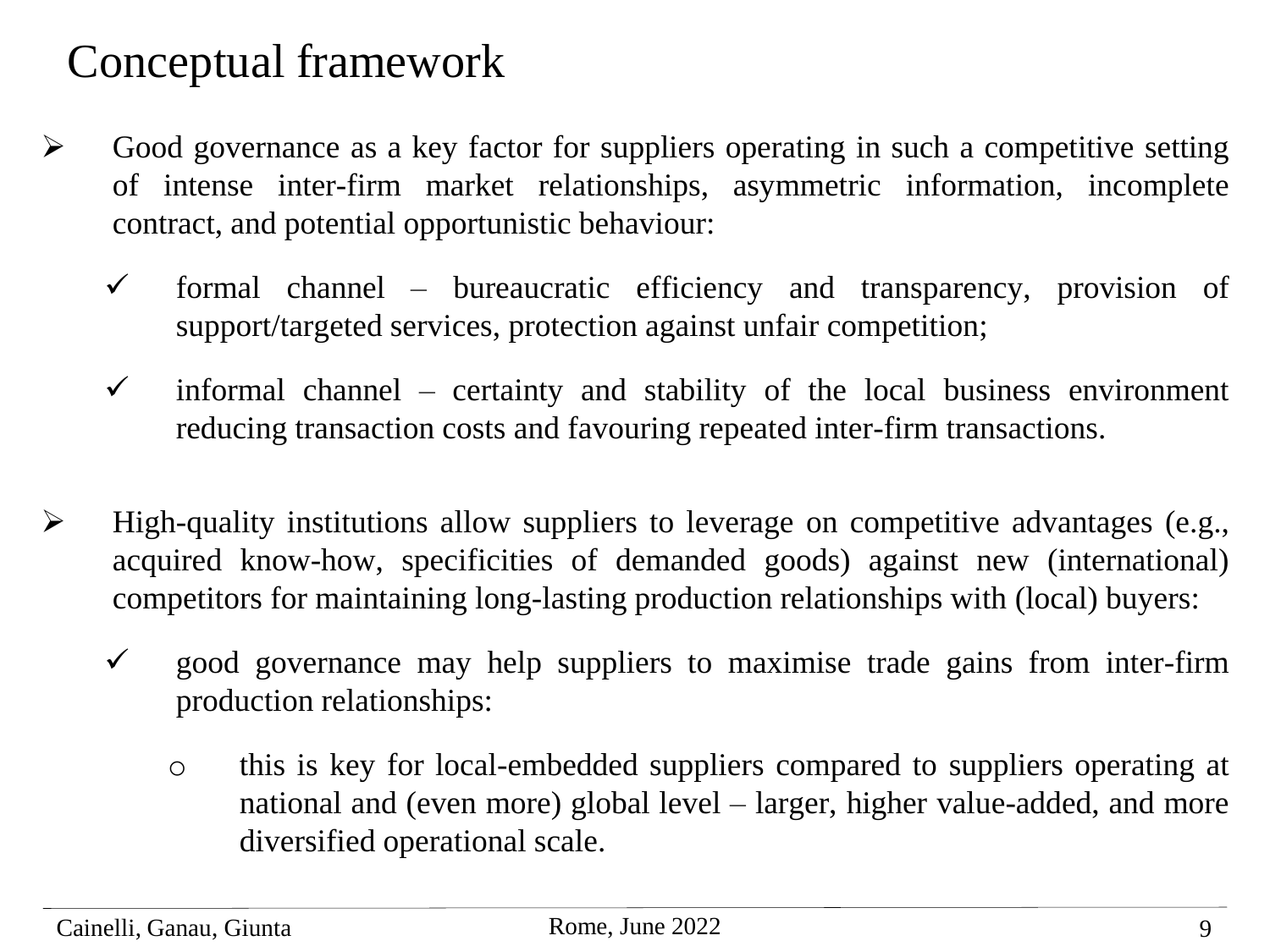# Conceptual framework

- Good governance as a key factor for suppliers operating in such a competitive setting of intense inter-firm market relationships, asymmetric information, incomplete contract, and potential opportunistic behaviour:
  - formal channel – bureaucratic efficiency and transparency, provision of support/targeted services, protection against unfair competition;
  - informal channel – certainty and stability of the local business environment reducing transaction costs and favouring repeated inter-firm transactions.

- High-quality institutions allow suppliers to leverage on competitive advantages (e.g., acquired know-how, specificities of demanded goods) against new (international) competitors for maintaining long-lasting production relationships with (local) buyers:
  - good governance may help suppliers to maximise trade gains from inter-firm production relationships:
    - this is key for local-embedded suppliers compared to suppliers operating at national and (even more) global level – larger, higher value-added, and more diversified operational scale.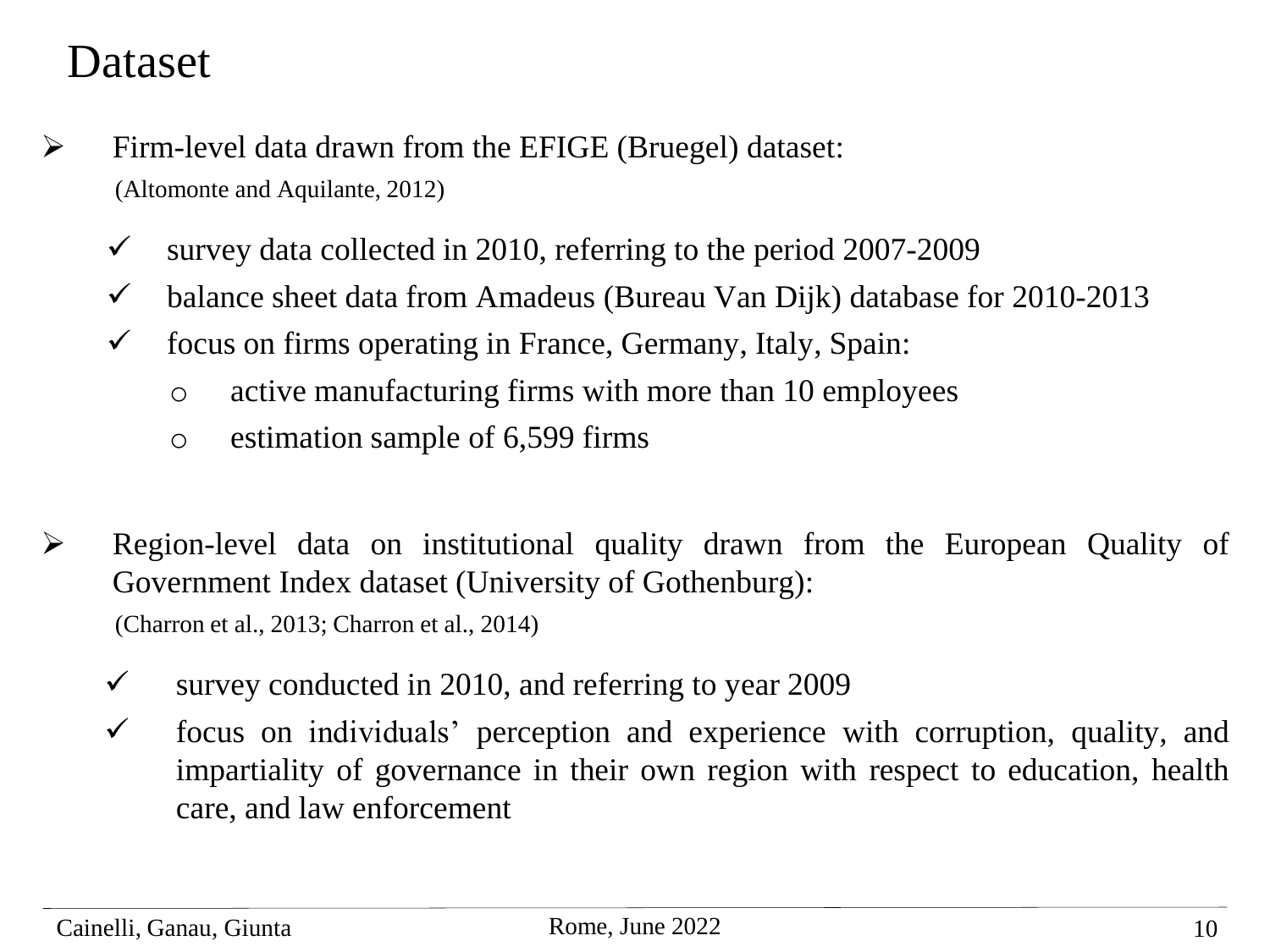# Dataset

- Firm-level data drawn from the EFIGE (Bruegel) dataset:
  (Altomonte and Aquilante, 2012)
  - ✓ survey data collected in 2010, referring to the period 2007-2009
  - ✓ balance sheet data from Amadeus (Bureau Van Dijk) database for 2010-2013
  - ✓ focus on firms operating in France, Germany, Italy, Spain:
    - active manufacturing firms with more than 10 employees
    - estimation sample of 6,599 firms

- Region-level data on institutional quality drawn from the European Quality of Government Index dataset (University of Gothenburg):
  (Charron et al., 2013; Charron et al., 2014)
  - ✓ survey conducted in 2010, and referring to year 2009
  - ✓ focus on individuals' perception and experience with corruption, quality, and impartiality of governance in their own region with respect to education, health care, and law enforcement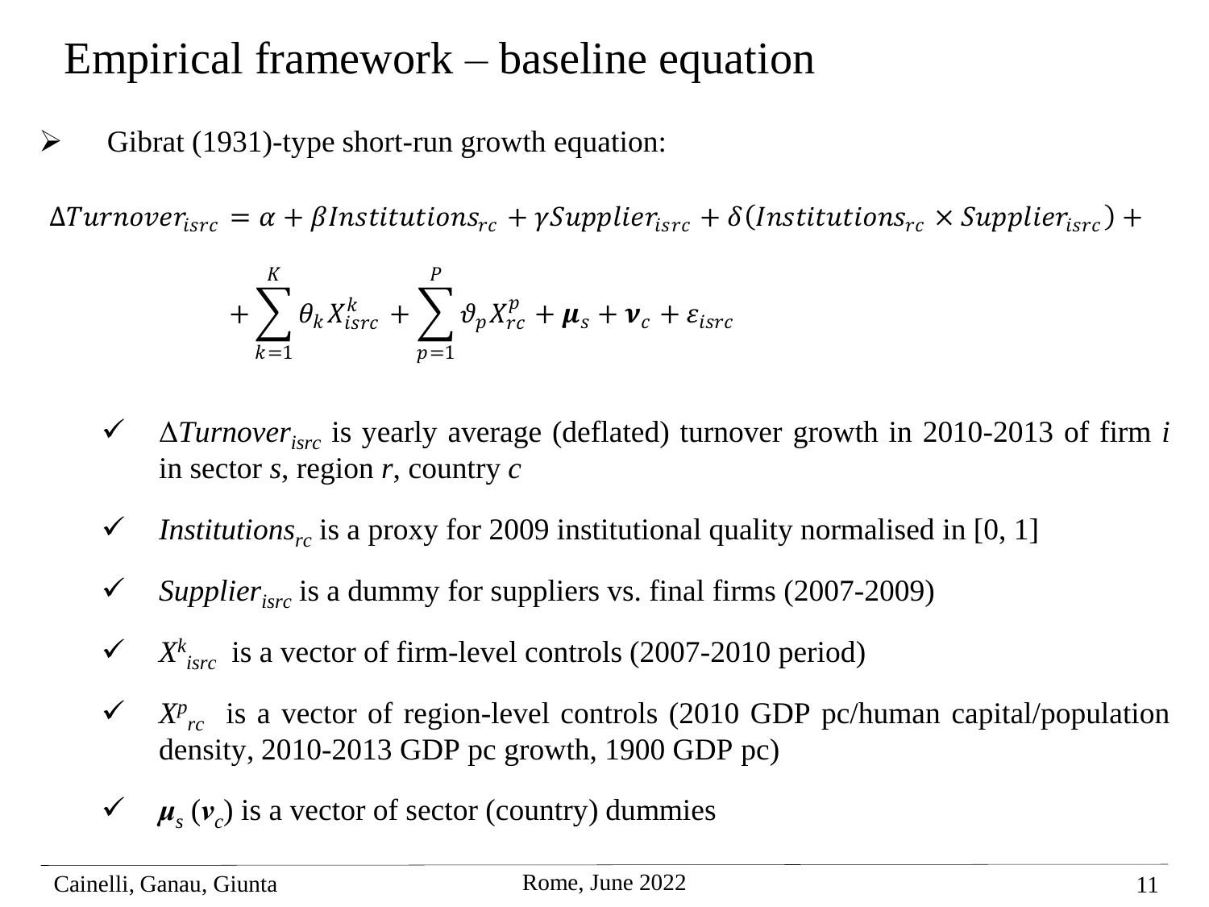# Empirical framework – baseline equation

- Gibrat (1931)-type short-run growth equation:

$$\Delta Turnover_{isrc} = \alpha + \beta Institutions_{rc} + \gamma Supplier_{isrc} + \delta (Institutions_{rc} \times Supplier_{isrc}) + $$

$$+ \sum_{k=1}^{K} \theta_k X_{isrc}^{k} + \sum_{p=1}^{P} \vartheta_p X_{rc}^{p} + \boldsymbol{\mu}_s + \boldsymbol{\nu}_c + \varepsilon_{isrc}$$

- $\Delta Turnover_{isrc}$ is yearly average (deflated) turnover growth in 2010-2013 of firm *i* in sector *s*, region *r*, country *c*
- $Institutions_{rc}$ is a proxy for 2009 institutional quality normalised in [0, 1]
- $Supplier_{isrc}$ is a dummy for suppliers vs. final firms (2007-2009)
- $X^{k}_{isrc}$ is a vector of firm-level controls (2007-2010 period)
- $X^{p}_{rc}$ is a vector of region-level controls (2010 GDP pc/human capital/population density, 2010-2013 GDP pc growth, 1900 GDP pc)
- $\boldsymbol{\mu}_s$ ($\boldsymbol{\nu}_c$) is a vector of sector (country) dummies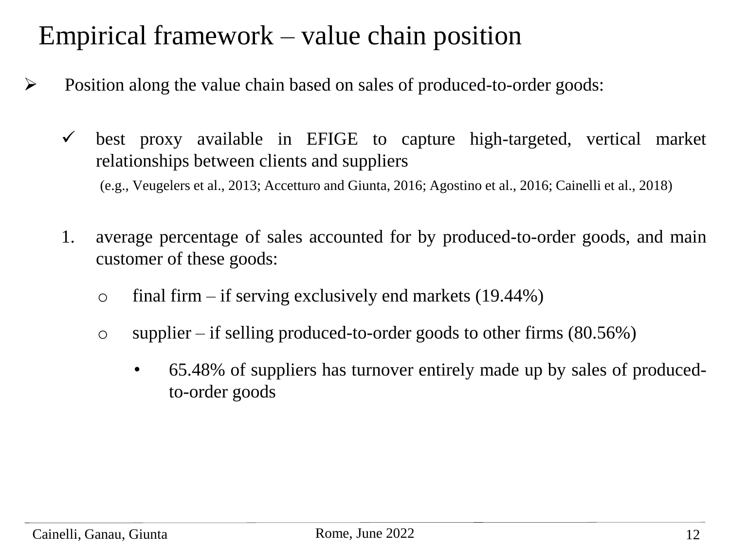# Empirical framework – value chain position

- Position along the value chain based on sales of produced-to-order goods:

  - ✓ best proxy available in EFIGE to capture high-targeted, vertical market relationships between clients and suppliers
    (e.g., Veugelers et al., 2013; Accetturo and Giunta, 2016; Agostino et al., 2016; Cainelli et al., 2018)

  1. average percentage of sales accounted for by produced-to-order goods, and main customer of these goods:

     - final firm – if serving exclusively end markets (19.44%)
     - supplier – if selling produced-to-order goods to other firms (80.56%)
       - 65.48% of suppliers has turnover entirely made up by sales of produced-to-order goods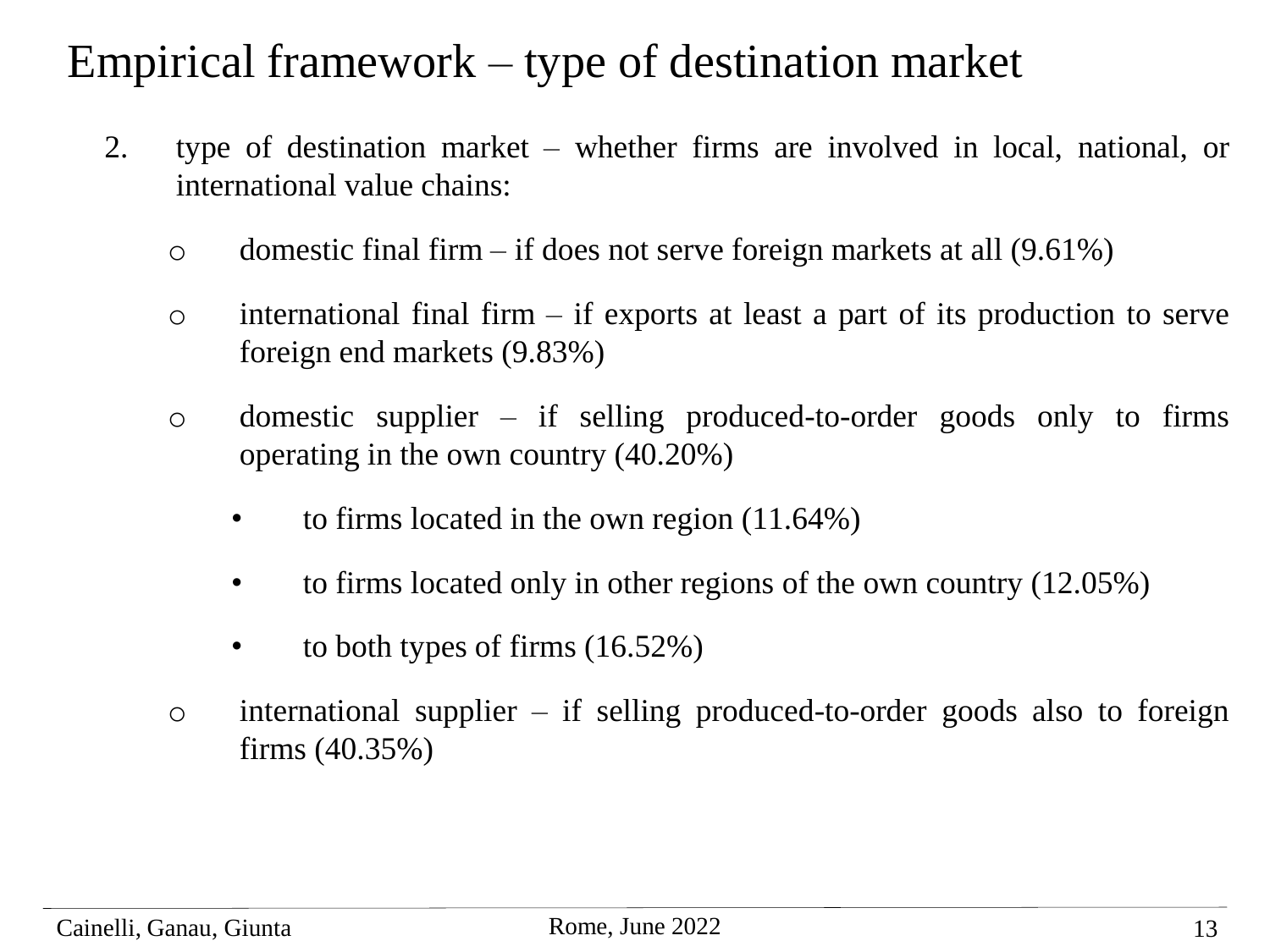# Empirical framework – type of destination market

2. type of destination market – whether firms are involved in local, national, or international value chains:

   - domestic final firm – if does not serve foreign markets at all (9.61%)
   - international final firm – if exports at least a part of its production to serve foreign end markets (9.83%)
   - domestic supplier – if selling produced-to-order goods only to firms operating in the own country (40.20%)
     - to firms located in the own region (11.64%)
     - to firms located only in other regions of the own country (12.05%)
     - to both types of firms (16.52%)
   - international supplier – if selling produced-to-order goods also to foreign firms (40.35%)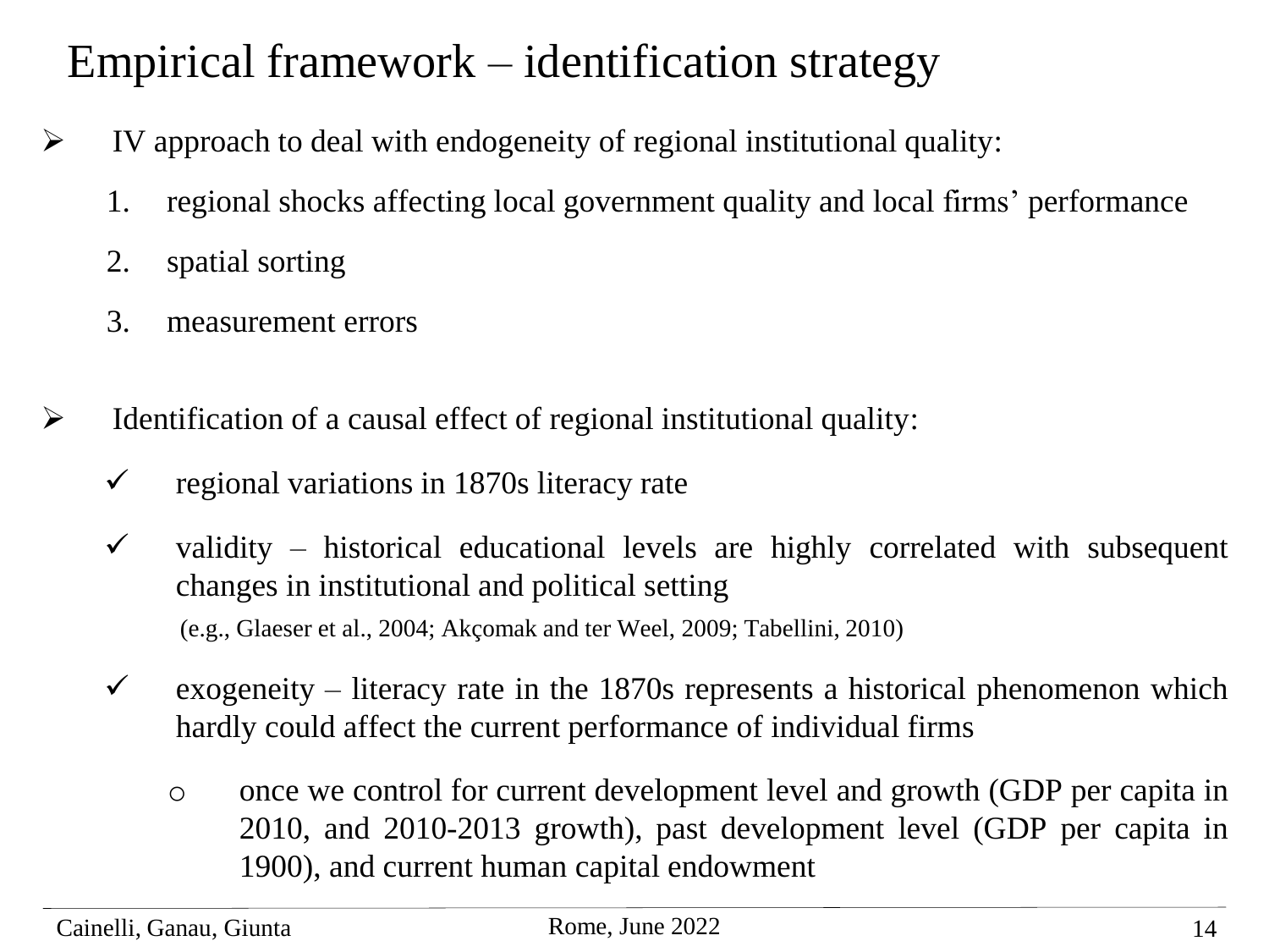# Empirical framework – identification strategy

- IV approach to deal with endogeneity of regional institutional quality:
  1. regional shocks affecting local government quality and local firms' performance
  2. spatial sorting
  3. measurement errors

- Identification of a causal effect of regional institutional quality:
  - ✓ regional variations in 1870s literacy rate
  - ✓ validity – historical educational levels are highly correlated with subsequent changes in institutional and political setting
    (e.g., Glaeser et al., 2004; Akçomak and ter Weel, 2009; Tabellini, 2010)
  - ✓ exogeneity – literacy rate in the 1870s represents a historical phenomenon which hardly could affect the current performance of individual firms
    - once we control for current development level and growth (GDP per capita in 2010, and 2010-2013 growth), past development level (GDP per capita in 1900), and current human capital endowment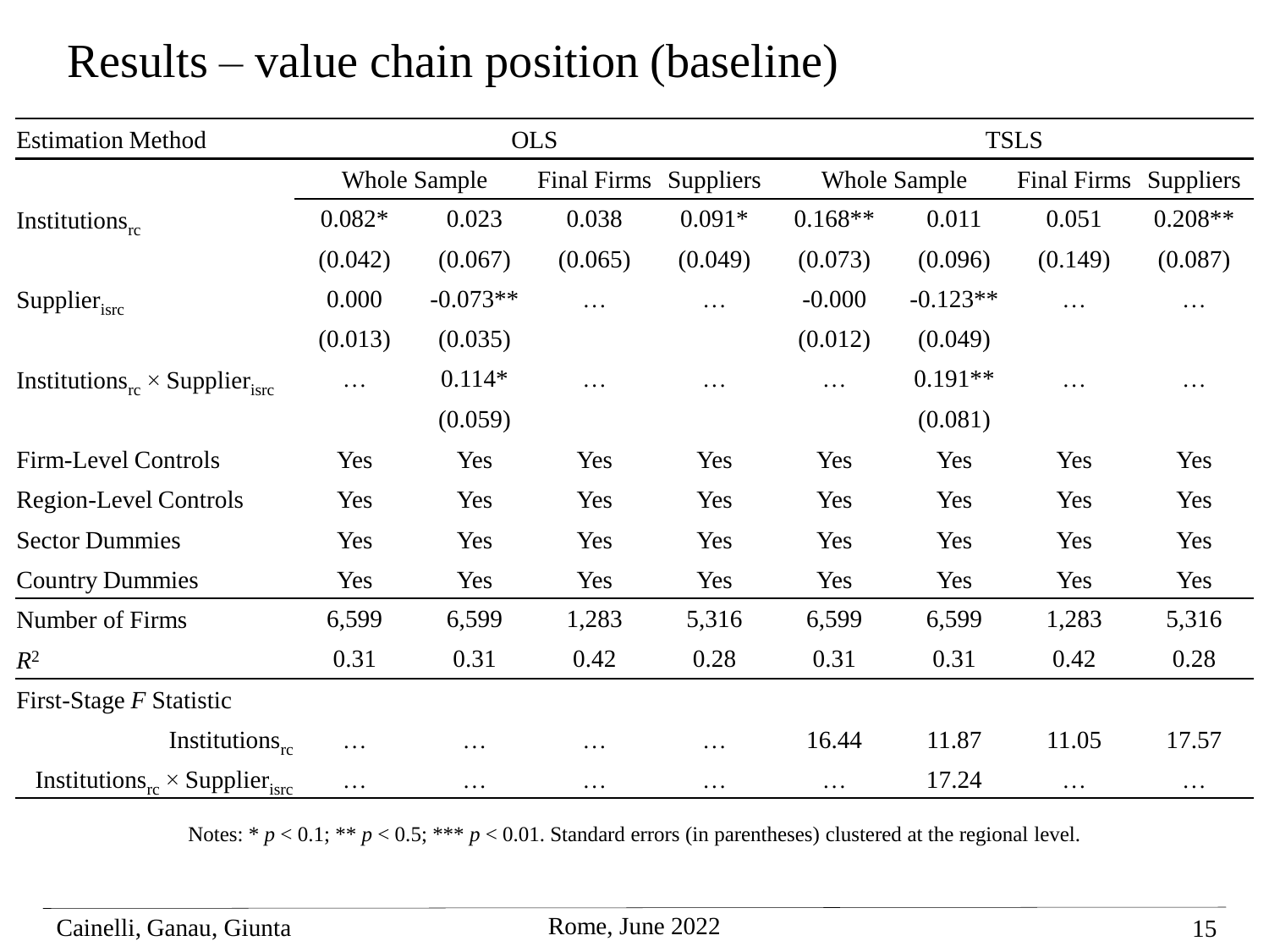# Results – value chain position (baseline)

| Estimation Method | OLS | | | | TSLS | | | |
|---|---|---|---|---|---|---|---|---|
| | Whole Sample | | Final Firms | Suppliers | Whole Sample | | Final Firms | Suppliers |
| $\text{Institutions}_{rc}$ | 0.082* | 0.023 | 0.038 | 0.091* | 0.168** | 0.011 | 0.051 | 0.208** |
| | (0.042) | (0.067) | (0.065) | (0.049) | (0.073) | (0.096) | (0.149) | (0.087) |
| $\text{Supplier}_{isrc}$ | 0.000 | -0.073** | … | … | -0.000 | -0.123** | … | … |
| | (0.013) | (0.035) | | | (0.012) | (0.049) | | |
| $\text{Institutions}_{rc} \times \text{Supplier}_{isrc}$ | … | 0.114* | … | … | … | 0.191** | … | … |
| | | (0.059) | | | | (0.081) | | |
| Firm-Level Controls | Yes | Yes | Yes | Yes | Yes | Yes | Yes | Yes |
| Region-Level Controls | Yes | Yes | Yes | Yes | Yes | Yes | Yes | Yes |
| Sector Dummies | Yes | Yes | Yes | Yes | Yes | Yes | Yes | Yes |
| Country Dummies | Yes | Yes | Yes | Yes | Yes | Yes | Yes | Yes |
| Number of Firms | 6,599 | 6,599 | 1,283 | 5,316 | 6,599 | 6,599 | 1,283 | 5,316 |
| $R^2$ | 0.31 | 0.31 | 0.42 | 0.28 | 0.31 | 0.31 | 0.42 | 0.28 |
| First-Stage *F* Statistic | | | | | | | | |
| $\text{Institutions}_{rc}$ | … | … | … | … | 16.44 | 11.87 | 11.05 | 17.57 |
| $\text{Institutions}_{rc} \times \text{Supplier}_{isrc}$ | … | … | … | … | … | 17.24 | … | … |

Notes: * $p < 0.1$; ** $p < 0.5$; *** $p < 0.01$. Standard errors (in parentheses) clustered at the regional level.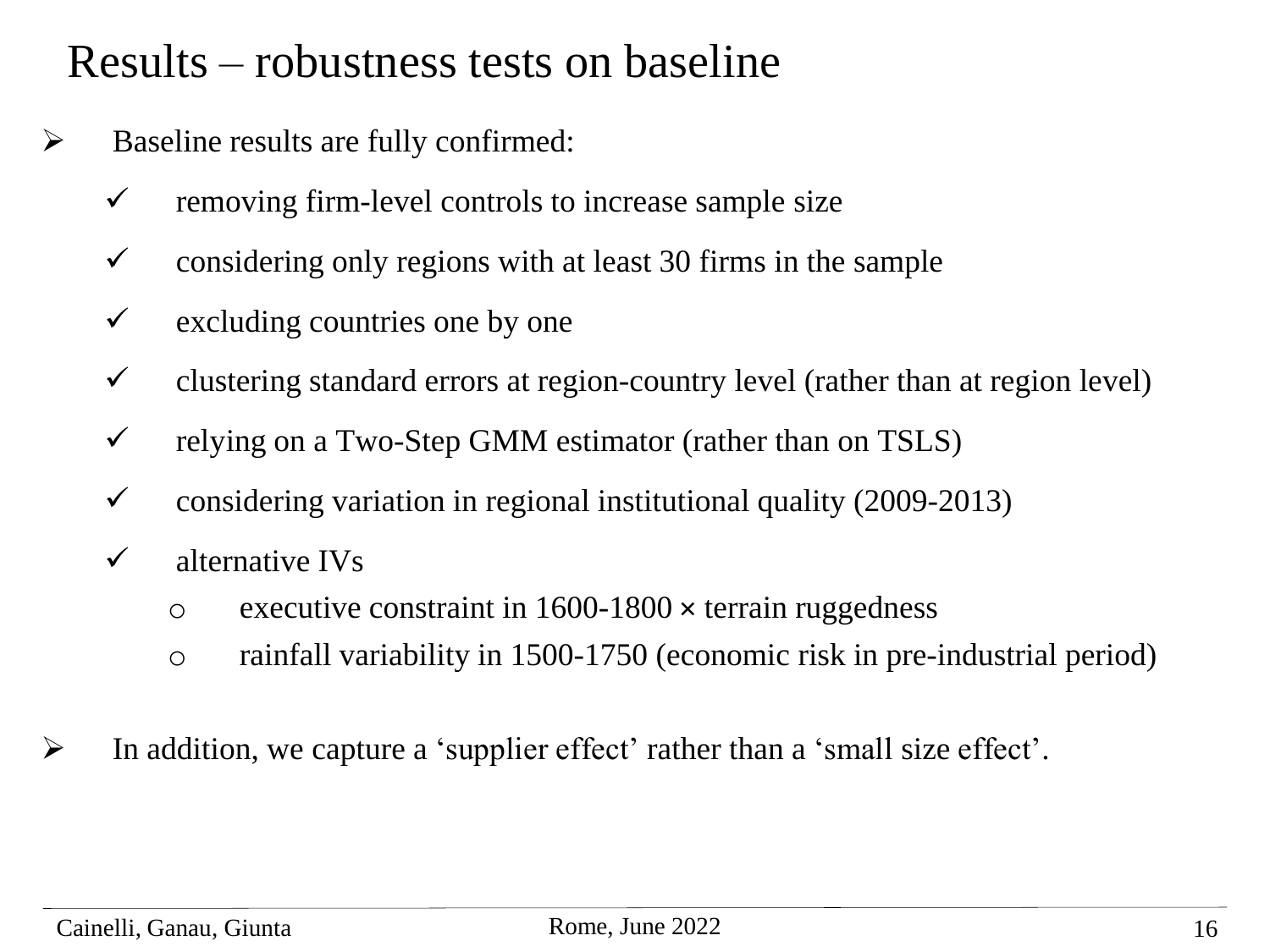# Results – robustness tests on baseline

- Baseline results are fully confirmed:
  - ✓ removing firm-level controls to increase sample size
  - ✓ considering only regions with at least 30 firms in the sample
  - ✓ excluding countries one by one
  - ✓ clustering standard errors at region-country level (rather than at region level)
  - ✓ relying on a Two-Step GMM estimator (rather than on TSLS)
  - ✓ considering variation in regional institutional quality (2009-2013)
  - ✓ alternative IVs
    - executive constraint in 1600-1800 × terrain ruggedness
    - rainfall variability in 1500-1750 (economic risk in pre-industrial period)

- In addition, we capture a 'supplier effect' rather than a 'small size effect'.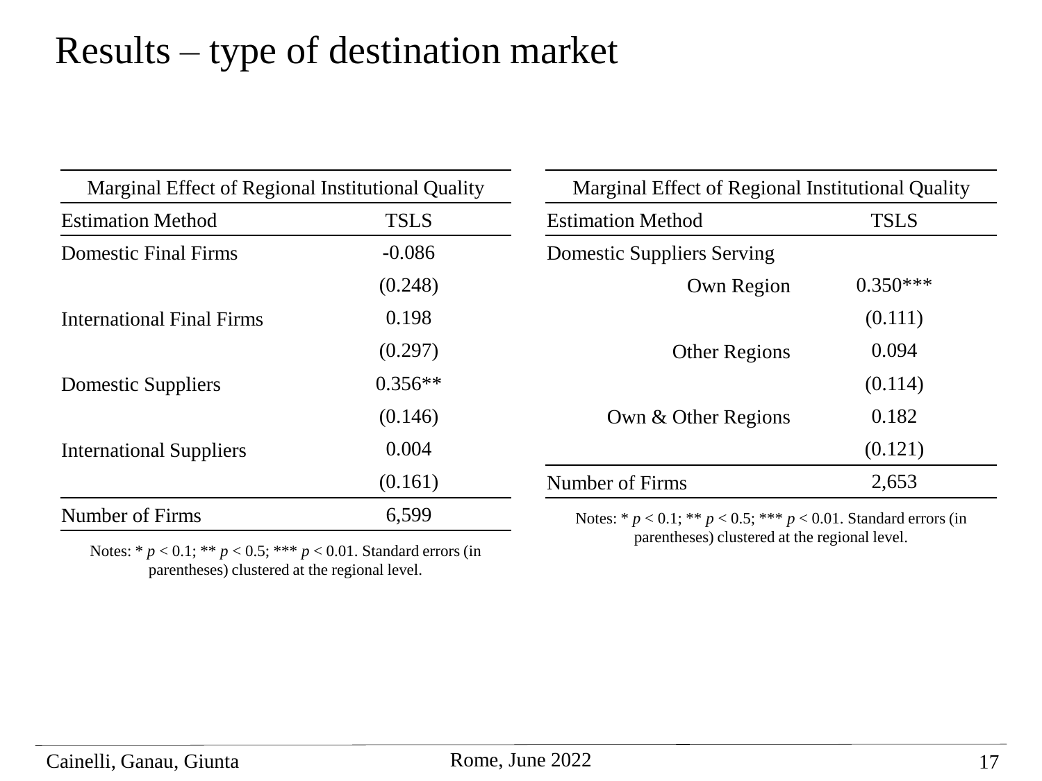# Results – type of destination market

| Marginal Effect of Regional Institutional Quality | |
|---|---|
| Estimation Method | TSLS |
| Domestic Final Firms | -0.086 |
| | (0.248) |
| International Final Firms | 0.198 |
| | (0.297) |
| Domestic Suppliers | 0.356** |
| | (0.146) |
| International Suppliers | 0.004 |
| | (0.161) |
| Number of Firms | 6,599 |

Notes: * $p < 0.1$; ** $p < 0.5$; *** $p < 0.01$. Standard errors (in parentheses) clustered at the regional level.

| Marginal Effect of Regional Institutional Quality | |
|---|---|
| Estimation Method | TSLS |
| Domestic Suppliers Serving | |
| Own Region | 0.350*** |
| | (0.111) |
| Other Regions | 0.094 |
| | (0.114) |
| Own & Other Regions | 0.182 |
| | (0.121) |
| Number of Firms | 2,653 |

Notes: * $p < 0.1$; ** $p < 0.5$; *** $p < 0.01$. Standard errors (in parentheses) clustered at the regional level.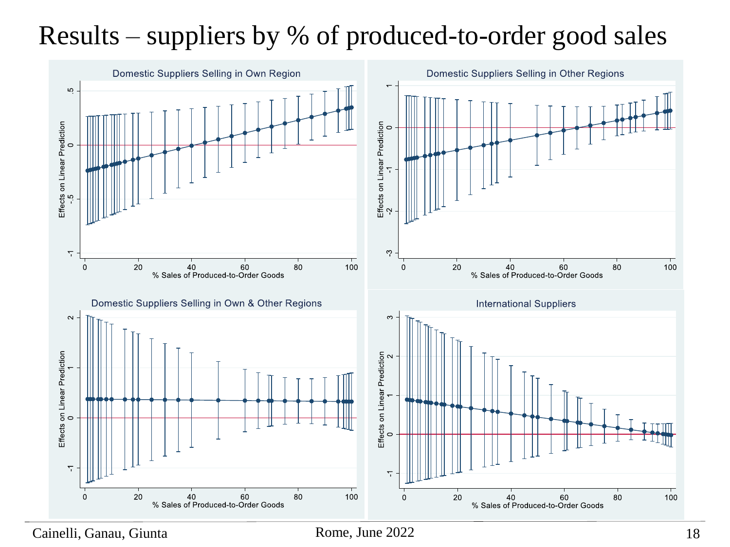# Results – suppliers by % of produced-to-order good sales

Domestic Suppliers Selling in Own Region

Domestic Suppliers Selling in Other Regions

Domestic Suppliers Selling in Own & Other Regions

International Suppliers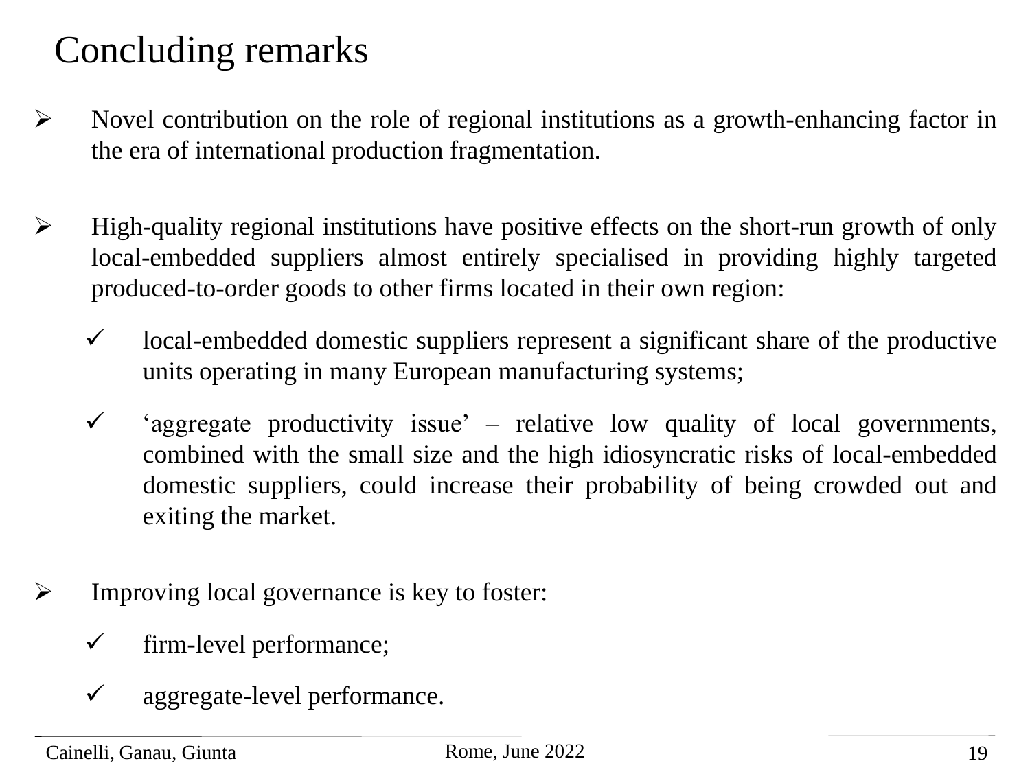# Concluding remarks

- Novel contribution on the role of regional institutions as a growth-enhancing factor in the era of international production fragmentation.

- High-quality regional institutions have positive effects on the short-run growth of only local-embedded suppliers almost entirely specialised in providing highly targeted produced-to-order goods to other firms located in their own region:
  - local-embedded domestic suppliers represent a significant share of the productive units operating in many European manufacturing systems;
  - ‘aggregate productivity issue’ – relative low quality of local governments, combined with the small size and the high idiosyncratic risks of local-embedded domestic suppliers, could increase their probability of being crowded out and exiting the market.

- Improving local governance is key to foster:
  - firm-level performance;
  - aggregate-level performance.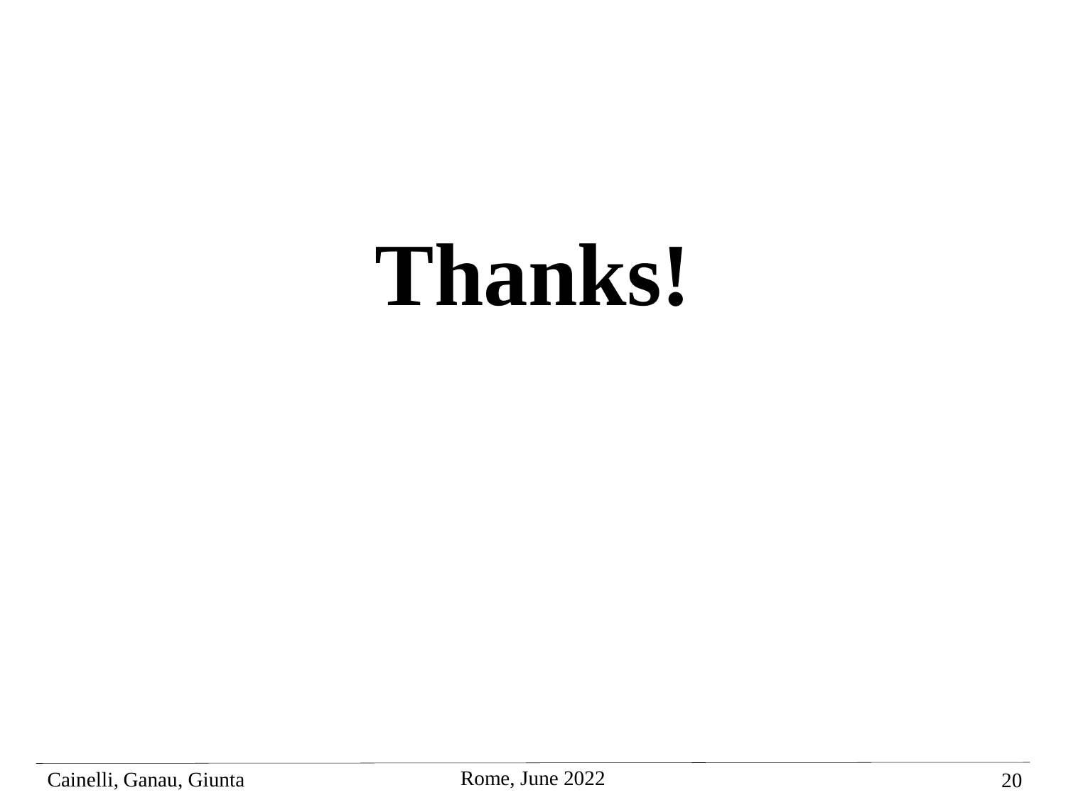# Thanks!